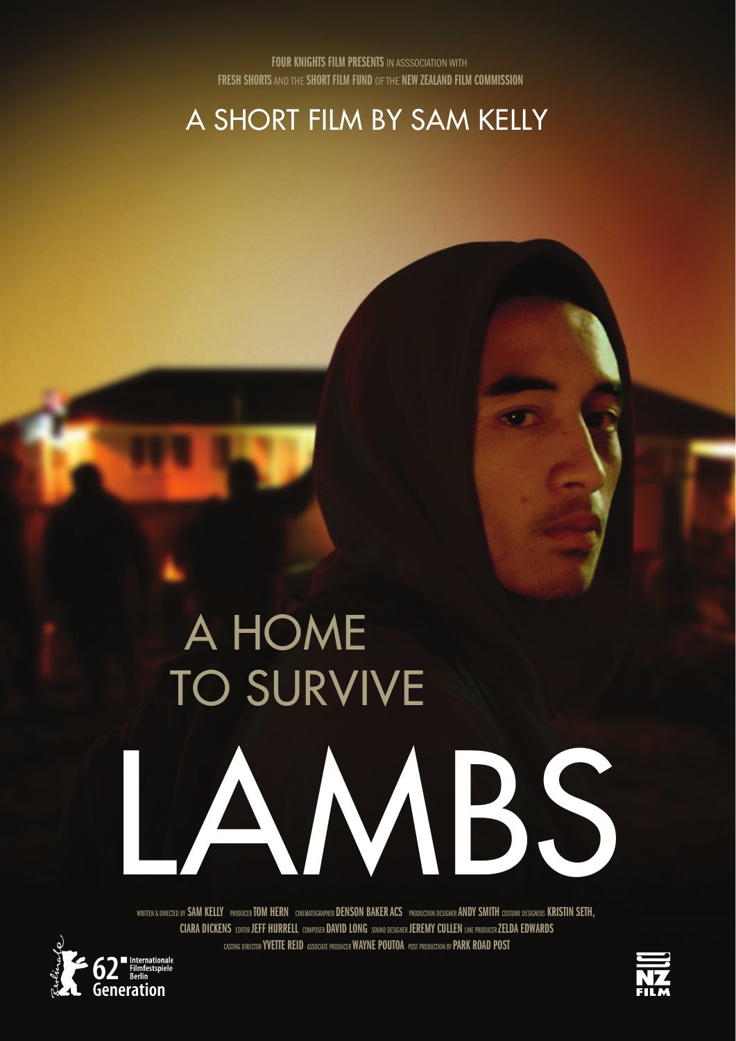FOUR KNIGHTS FILM PRESENTS IN ASSSOCIATION WITH
FRESH SHORTS AND THE SHORT FILM FUND OF THE NEW ZEALAND FILM COMMISSION

A SHORT FILM BY SAM KELLY

A HOME
TO SURVIVE

# LAMBS

WRITTEN & DIRECTED BY SAM KELLY PRODUCER TOM HERN CINEMATOGRAPHER DENSON BAKER ACS PRODUCTION DESIGNER ANDY SMITH COSTUME DESIGNERS KRISTIN SETH, CIARA DICKENS EDITOR JEFF HURRELL COMPOSER DAVID LONG SOUND DESIGNER JEREMY CULLEN LINE PRODUCER ZELDA EDWARDS CASTING DIRECTOR YVETTE REID ASSOCIATE PRODUCER WAYNE POUTOA POST PRODUCTION BY PARK ROAD POST

62 Internationale Filmfestspiele Berlin Generation

NZ FILM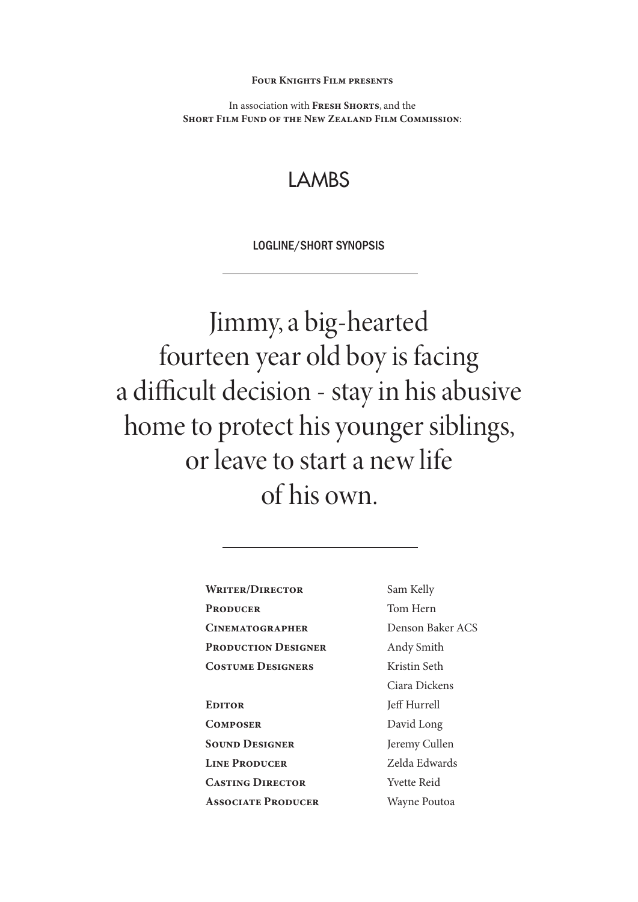**Four Knights Film presents**

In association with **Fresh Shorts**, and the
**Short Film Fund of the New Zealand Film Commission**:

# LAMBS

## LOGLINE/SHORT SYNOPSIS

---

Jimmy, a big-hearted fourteen year old boy is facing a difficult decision - stay in his abusive home to protect his younger siblings, or leave to start a new life of his own.

---

| | |
|---|---|
| **Writer/Director** | Sam Kelly |
| **Producer** | Tom Hern |
| **Cinematographer** | Denson Baker ACS |
| **Production Designer** | Andy Smith |
| **Costume Designers** | Kristin Seth<br>Ciara Dickens |
| **Editor** | Jeff Hurrell |
| **Composer** | David Long |
| **Sound Designer** | Jeremy Cullen |
| **Line Producer** | Zelda Edwards |
| **Casting Director** | Yvette Reid |
| **Associate Producer** | Wayne Poutoa |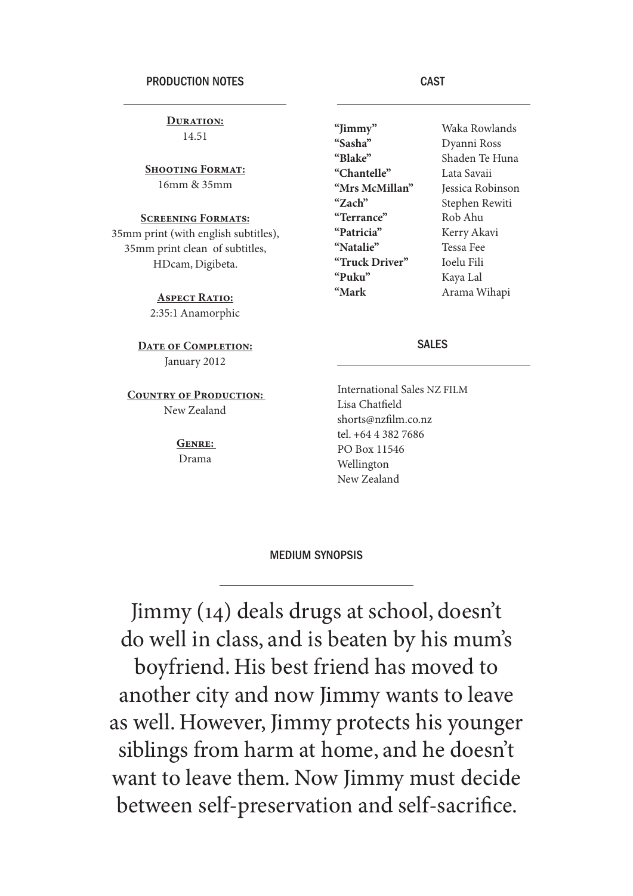## PRODUCTION NOTES

**Duration:**
14.51

**Shooting Format:**
16mm & 35mm

**Screening Formats:**
35mm print (with english subtitles),
35mm print clean of subtitles,
HDcam, Digibeta.

**Aspect Ratio:**
2:35:1 Anamorphic

**Date of Completion:**
January 2012

**Country of Production:**
New Zealand

**Genre:**
Drama

## CAST

| | |
|---|---|
| **"Jimmy"** | Waka Rowlands |
| **"Sasha"** | Dyanni Ross |
| **"Blake"** | Shaden Te Huna |
| **"Chantelle"** | Lata Savaii |
| **"Mrs McMillan"** | Jessica Robinson |
| **"Zach"** | Stephen Rewiti |
| **"Terrance"** | Rob Ahu |
| **"Patricia"** | Kerry Akavi |
| **"Natalie"** | Tessa Fee |
| **"Truck Driver"** | Ioelu Fili |
| **"Puku"** | Kaya Lal |
| **"Mark** | Arama Wihapi |

## SALES

International Sales NZ FILM
Lisa Chatfield
shorts@nzfilm.co.nz
tel. +64 4 382 7686
PO Box 11546
Wellington
New Zealand

## MEDIUM SYNOPSIS

Jimmy (14) deals drugs at school, doesn't do well in class, and is beaten by his mum's boyfriend. His best friend has moved to another city and now Jimmy wants to leave as well. However, Jimmy protects his younger siblings from harm at home, and he doesn't want to leave them. Now Jimmy must decide between self-preservation and self-sacrifice.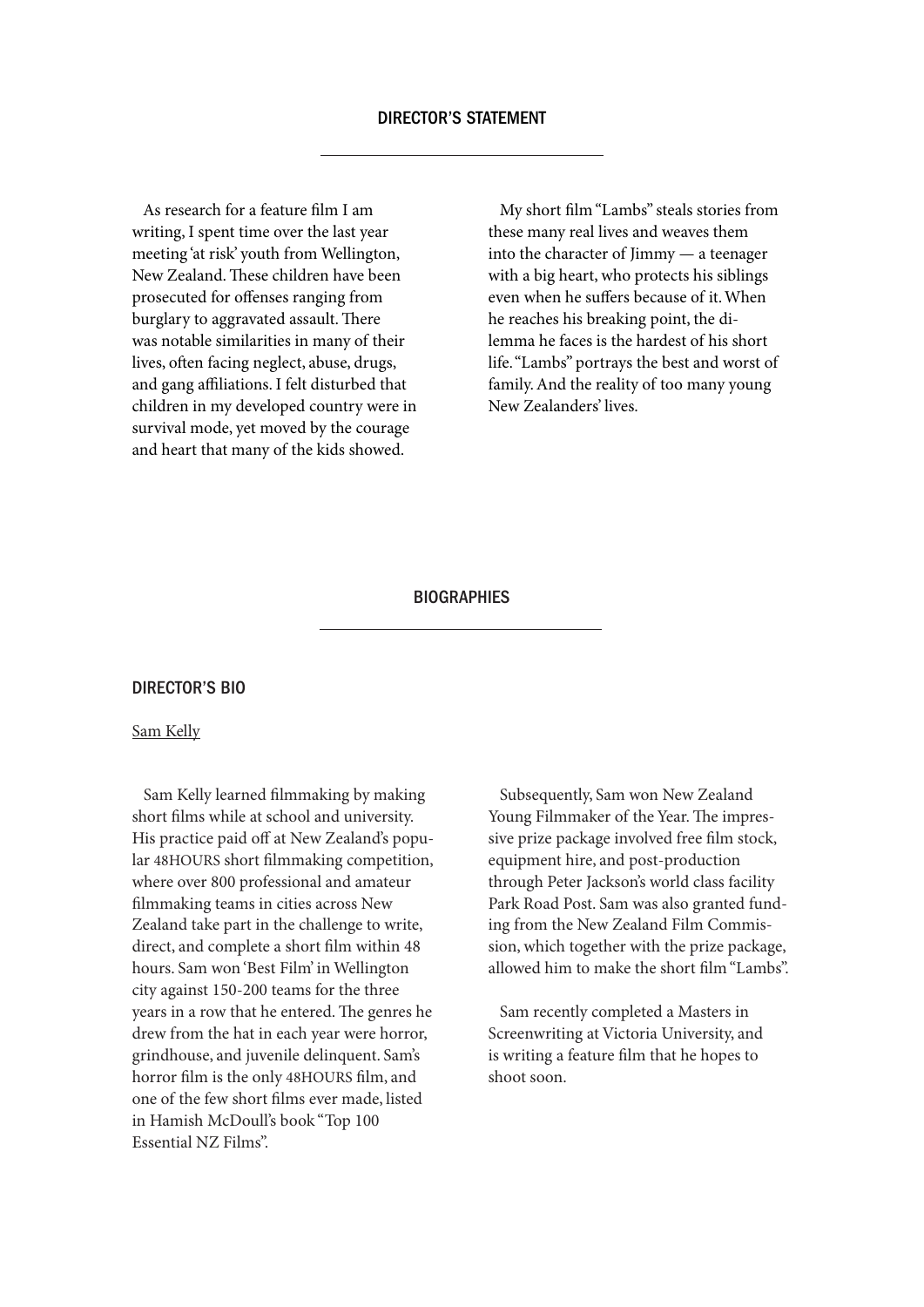## DIRECTOR'S STATEMENT

As research for a feature film I am writing, I spent time over the last year meeting 'at risk' youth from Wellington, New Zealand. These children have been prosecuted for offenses ranging from burglary to aggravated assault. There was notable similarities in many of their lives, often facing neglect, abuse, drugs, and gang affiliations. I felt disturbed that children in my developed country were in survival mode, yet moved by the courage and heart that many of the kids showed.

My short film "Lambs" steals stories from these many real lives and weaves them into the character of Jimmy — a teenager with a big heart, who protects his siblings even when he suffers because of it. When he reaches his breaking point, the dilemma he faces is the hardest of his short life. "Lambs" portrays the best and worst of family. And the reality of too many young New Zealanders' lives.

## BIOGRAPHIES

### DIRECTOR'S BIO

Sam Kelly

Sam Kelly learned filmmaking by making short films while at school and university. His practice paid off at New Zealand's popular 48HOURS short filmmaking competition, where over 800 professional and amateur filmmaking teams in cities across New Zealand take part in the challenge to write, direct, and complete a short film within 48 hours. Sam won 'Best Film' in Wellington city against 150-200 teams for the three years in a row that he entered. The genres he drew from the hat in each year were horror, grindhouse, and juvenile delinquent. Sam's horror film is the only 48HOURS film, and one of the few short films ever made, listed in Hamish McDoull's book "Top 100 Essential NZ Films".

Subsequently, Sam won New Zealand Young Filmmaker of the Year. The impressive prize package involved free film stock, equipment hire, and post-production through Peter Jackson's world class facility Park Road Post. Sam was also granted funding from the New Zealand Film Commission, which together with the prize package, allowed him to make the short film "Lambs".

Sam recently completed a Masters in Screenwriting at Victoria University, and is writing a feature film that he hopes to shoot soon.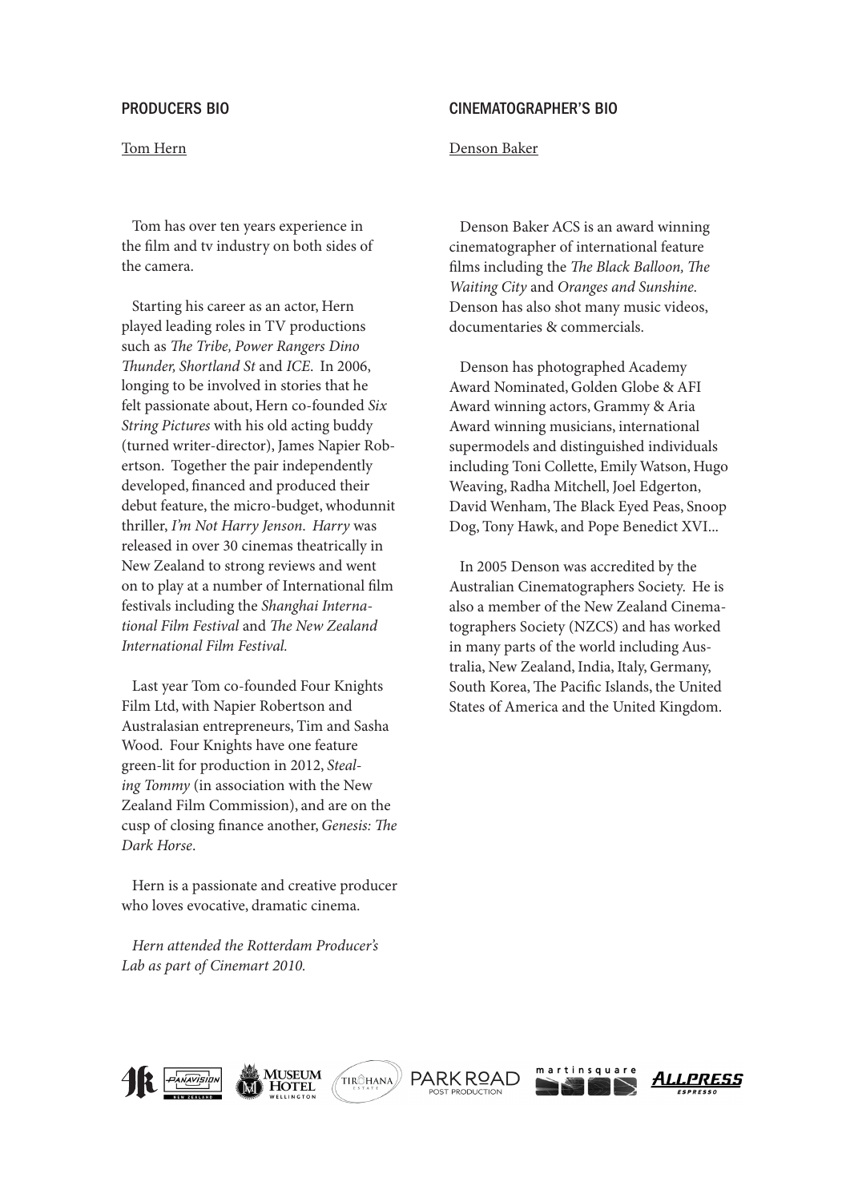## PRODUCERS BIO

Tom Hern

Tom has over ten years experience in the film and tv industry on both sides of the camera.

Starting his career as an actor, Hern played leading roles in TV productions such as *The Tribe, Power Rangers Dino Thunder, Shortland St* and *ICE*. In 2006, longing to be involved in stories that he felt passionate about, Hern co-founded *Six String Pictures* with his old acting buddy (turned writer-director), James Napier Robertson. Together the pair independently developed, financed and produced their debut feature, the micro-budget, whodunnit thriller, *I'm Not Harry Jenson*. *Harry* was released in over 30 cinemas theatrically in New Zealand to strong reviews and went on to play at a number of International film festivals including the *Shanghai International Film Festival* and *The New Zealand International Film Festival.*

Last year Tom co-founded Four Knights Film Ltd, with Napier Robertson and Australasian entrepreneurs, Tim and Sasha Wood. Four Knights have one feature green-lit for production in 2012, *Stealing Tommy* (in association with the New Zealand Film Commission), and are on the cusp of closing finance another, *Genesis: The Dark Horse*.

Hern is a passionate and creative producer who loves evocative, dramatic cinema.

*Hern attended the Rotterdam Producer's Lab as part of Cinemart 2010.*

## CINEMATOGRAPHER'S BIO

Denson Baker

Denson Baker ACS is an award winning cinematographer of international feature films including the *The Black Balloon, The Waiting City* and *Oranges and Sunshine.* Denson has also shot many music videos, documentaries & commercials.

Denson has photographed Academy Award Nominated, Golden Globe & AFI Award winning actors, Grammy & Aria Award winning musicians, international supermodels and distinguished individuals including Toni Collette, Emily Watson, Hugo Weaving, Radha Mitchell, Joel Edgerton, David Wenham, The Black Eyed Peas, Snoop Dog, Tony Hawk, and Pope Benedict XVI...

In 2005 Denson was accredited by the Australian Cinematographers Society. He is also a member of the New Zealand Cinematographers Society (NZCS) and has worked in many parts of the world including Australia, New Zealand, India, Italy, Germany, South Korea, The Pacific Islands, the United States of America and the United Kingdom.